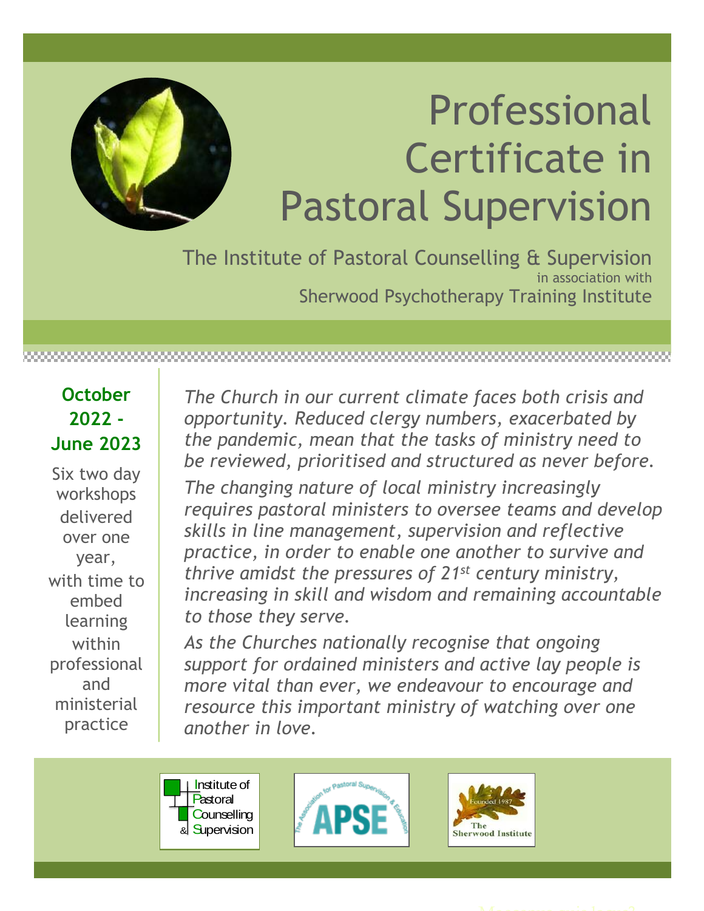# Professional Certificate in Pastoral Supervision

The Institute of Pastoral Counselling & Supervision
in association with
Sherwood Psychotherapy Training Institute

**October 2022 - June 2023**

Six two day workshops delivered over one year, with time to embed learning within professional and ministerial practice

*The Church in our current climate faces both crisis and opportunity. Reduced clergy numbers, exacerbated by the pandemic, mean that the tasks of ministry need to be reviewed, prioritised and structured as never before.*

*The changing nature of local ministry increasingly requires pastoral ministers to oversee teams and develop skills in line management, supervision and reflective practice, in order to enable one another to survive and thrive amidst the pressures of 21st century ministry, increasing in skill and wisdom and remaining accountable to those they serve.*

*As the Churches nationally recognise that ongoing support for ordained ministers and active lay people is more vital than ever, we endeavour to encourage and resource this important ministry of watching over one another in love.*

Institute of Pastoral Counselling & Supervision

The Association for Pastoral Supervision & Education — APSE

The Sherwood Institute — Founded 1987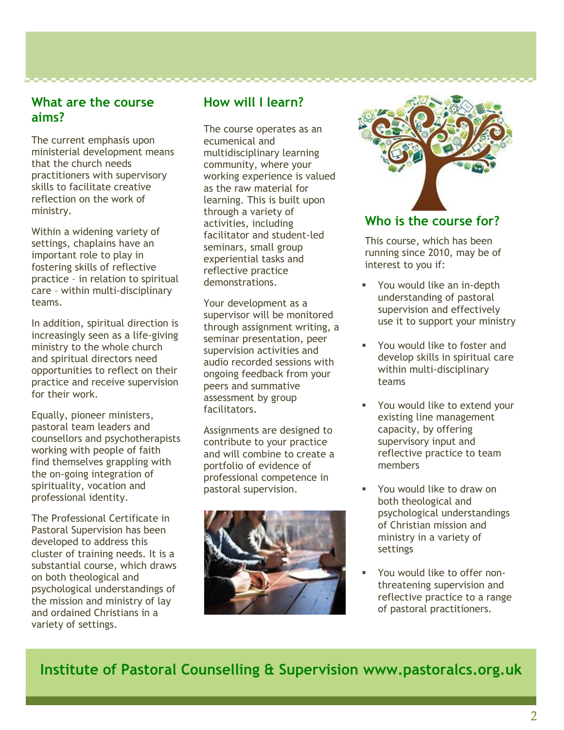## What are the course aims?

The current emphasis upon ministerial development means that the church needs practitioners with supervisory skills to facilitate creative reflection on the work of ministry.

Within a widening variety of settings, chaplains have an important role to play in fostering skills of reflective practice – in relation to spiritual care – within multi-disciplinary teams.

In addition, spiritual direction is increasingly seen as a life-giving ministry to the whole church and spiritual directors need opportunities to reflect on their practice and receive supervision for their work.

Equally, pioneer ministers, pastoral team leaders and counsellors and psychotherapists working with people of faith find themselves grappling with the on-going integration of spirituality, vocation and professional identity.

The Professional Certificate in Pastoral Supervision has been developed to address this cluster of training needs. It is a substantial course, which draws on both theological and psychological understandings of the mission and ministry of lay and ordained Christians in a variety of settings.

## How will I learn?

The course operates as an ecumenical and multidisciplinary learning community, where your working experience is valued as the raw material for learning. This is built upon through a variety of activities, including facilitator and student-led seminars, small group experiential tasks and reflective practice demonstrations.

Your development as a supervisor will be monitored through assignment writing, a seminar presentation, peer supervision activities and audio recorded sessions with ongoing feedback from your peers and summative assessment by group facilitators.

Assignments are designed to contribute to your practice and will combine to create a portfolio of evidence of professional competence in pastoral supervision.

## Who is the course for?

This course, which has been running since 2010, may be of interest to you if:

- You would like an in-depth understanding of pastoral supervision and effectively use it to support your ministry
- You would like to foster and develop skills in spiritual care within multi-disciplinary teams
- You would like to extend your existing line management capacity, by offering supervisory input and reflective practice to team members
- You would like to draw on both theological and psychological understandings of Christian mission and ministry in a variety of settings
- You would like to offer non-threatening supervision and reflective practice to a range of pastoral practitioners.

**Institute of Pastoral Counselling & Supervision www.pastoralcs.org.uk**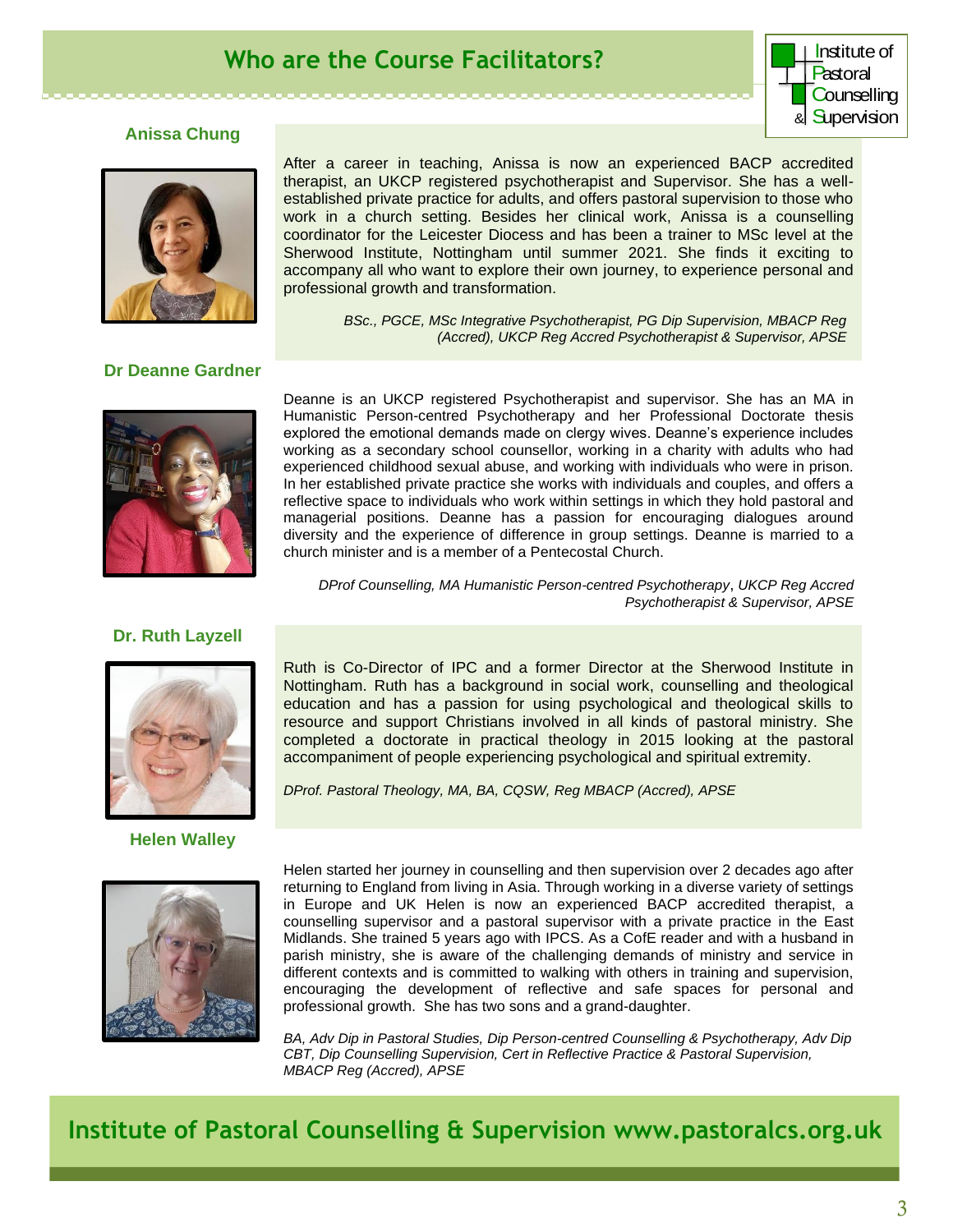# Who are the Course Facilitators?

Institute of Pastoral Counselling & Supervision

### Anissa Chung

After a career in teaching, Anissa is now an experienced BACP accredited therapist, an UKCP registered psychotherapist and Supervisor. She has a well-established private practice for adults, and offers pastoral supervision to those who work in a church setting. Besides her clinical work, Anissa is a counselling coordinator for the Leicester Diocess and has been a trainer to MSc level at the Sherwood Institute, Nottingham until summer 2021. She finds it exciting to accompany all who want to explore their own journey, to experience personal and professional growth and transformation.

*BSc., PGCE, MSc Integrative Psychotherapist, PG Dip Supervision, MBACP Reg (Accred), UKCP Reg Accred Psychotherapist & Supervisor, APSE*

### Dr Deanne Gardner

Deanne is an UKCP registered Psychotherapist and supervisor. She has an MA in Humanistic Person-centred Psychotherapy and her Professional Doctorate thesis explored the emotional demands made on clergy wives. Deanne's experience includes working as a secondary school counsellor, working in a charity with adults who had experienced childhood sexual abuse, and working with individuals who were in prison. In her established private practice she works with individuals and couples, and offers a reflective space to individuals who work within settings in which they hold pastoral and managerial positions. Deanne has a passion for encouraging dialogues around diversity and the experience of difference in group settings. Deanne is married to a church minister and is a member of a Pentecostal Church.

*DProf Counselling, MA Humanistic Person-centred Psychotherapy, UKCP Reg Accred Psychotherapist & Supervisor, APSE*

### Dr. Ruth Layzell

Ruth is Co-Director of IPC and a former Director at the Sherwood Institute in Nottingham. Ruth has a background in social work, counselling and theological education and has a passion for using psychological and theological skills to resource and support Christians involved in all kinds of pastoral ministry. She completed a doctorate in practical theology in 2015 looking at the pastoral accompaniment of people experiencing psychological and spiritual extremity.

*DProf. Pastoral Theology, MA, BA, CQSW, Reg MBACP (Accred), APSE*

### Helen Walley

Helen started her journey in counselling and then supervision over 2 decades ago after returning to England from living in Asia. Through working in a diverse variety of settings in Europe and UK Helen is now an experienced BACP accredited therapist, a counselling supervisor and a pastoral supervisor with a private practice in the East Midlands. She trained 5 years ago with IPCS. As a CofE reader and with a husband in parish ministry, she is aware of the challenging demands of ministry and service in different contexts and is committed to walking with others in training and supervision, encouraging the development of reflective and safe spaces for personal and professional growth. She has two sons and a grand-daughter.

*BA, Adv Dip in Pastoral Studies, Dip Person-centred Counselling & Psychotherapy, Adv Dip CBT, Dip Counselling Supervision, Cert in Reflective Practice & Pastoral Supervision, MBACP Reg (Accred), APSE*

**Institute of Pastoral Counselling & Supervision www.pastoralcs.org.uk**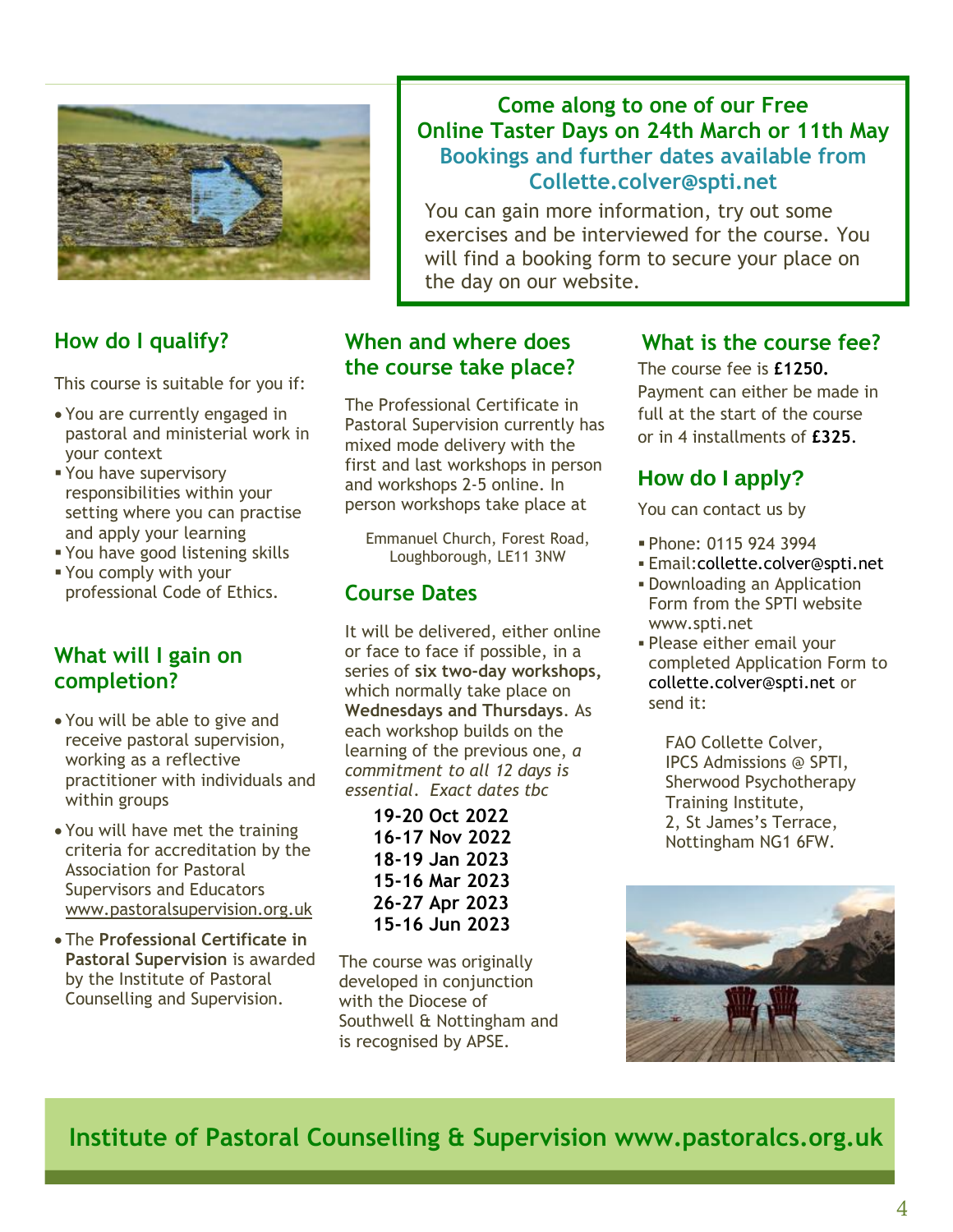**Come along to one of our Free Online Taster Days on 24th March or 11th May**
**Bookings and further dates available from Collette.colver@spti.net**

You can gain more information, try out some exercises and be interviewed for the course. You will find a booking form to secure your place on the day on our website.

## How do I qualify?

This course is suitable for you if:

- You are currently engaged in pastoral and ministerial work in your context
- You have supervisory responsibilities within your setting where you can practise and apply your learning
- You have good listening skills
- You comply with your professional Code of Ethics.

## What will I gain on completion?

- You will be able to give and receive pastoral supervision, working as a reflective practitioner with individuals and within groups
- You will have met the training criteria for accreditation by the Association for Pastoral Supervisors and Educators www.pastoralsupervision.org.uk
- The **Professional Certificate in Pastoral Supervision** is awarded by the Institute of Pastoral Counselling and Supervision.

## When and where does the course take place?

The Professional Certificate in Pastoral Supervision currently has mixed mode delivery with the first and last workshops in person and workshops 2-5 online. In person workshops take place at

Emmanuel Church, Forest Road, Loughborough, LE11 3NW

## Course Dates

It will be delivered, either online or face to face if possible, in a series of **six two-day workshops,** which normally take place on **Wednesdays and Thursdays**. As each workshop builds on the learning of the previous one, *a commitment to all 12 days is essential. Exact dates tbc*

**19-20 Oct 2022**
**16-17 Nov 2022**
**18-19 Jan 2023**
**15-16 Mar 2023**
**26-27 Apr 2023**
**15-16 Jun 2023**

The course was originally developed in conjunction with the Diocese of Southwell & Nottingham and is recognised by APSE.

## What is the course fee?

The course fee is **£1250.** Payment can either be made in full at the start of the course or in 4 installments of **£325**.

## How do I apply?

You can contact us by

- Phone: 0115 924 3994
- Email:collette.colver@spti.net
- Downloading an Application Form from the SPTI website www.spti.net
- Please either email your completed Application Form to collette.colver@spti.net or send it:

FAO Collette Colver,
IPCS Admissions @ SPTI,
Sherwood Psychotherapy Training Institute,
2, St James's Terrace,
Nottingham NG1 6FW.

**Institute of Pastoral Counselling & Supervision www.pastoralcs.org.uk**